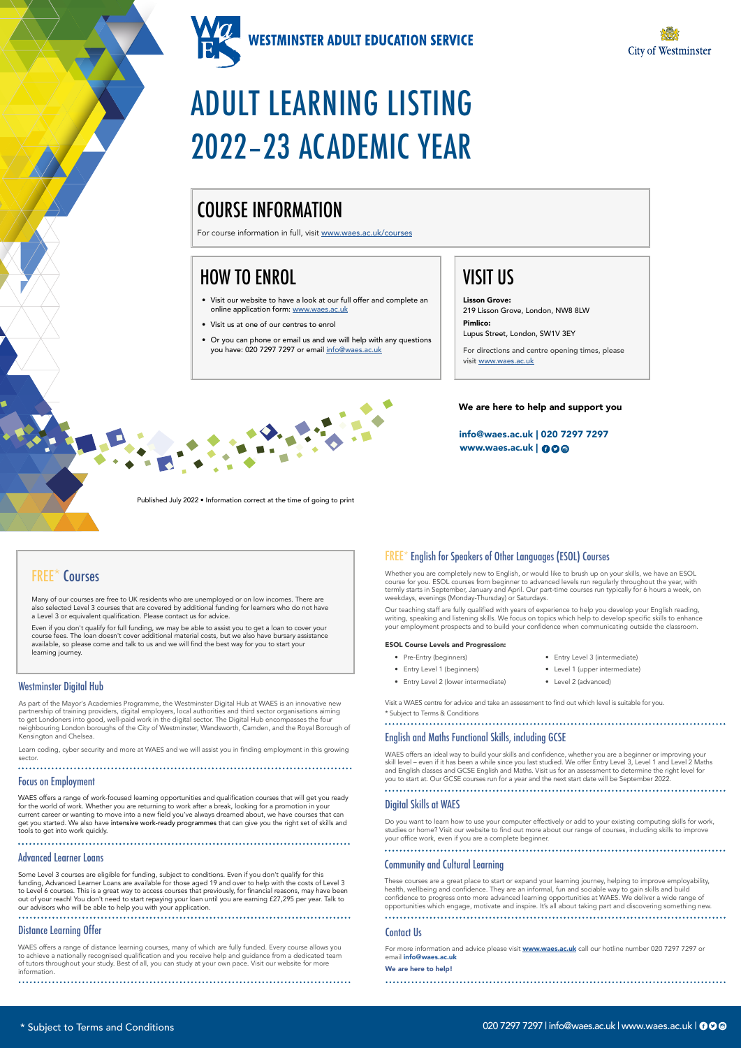WESTMINSTER ADULT EDUCATION SERVICE

City of Westminster

# ADULT LEARNING LISTING 2022–23 ACADEMIC YEAR

## COURSE INFORMATION

For course information in full, visit www.waes.ac.uk/courses

## HOW TO ENROL

- Visit our website to have a look at our full offer and complete an online application form: www.waes.ac.uk
- Visit us at one of our centres to enrol
- Or you can phone or email us and we will help with any questions you have: 020 7297 7297 or email info@waes.ac.uk

## VISIT US

**Lisson Grove:**
219 Lisson Grove, London, NW8 8LW

**Pimlico:**
Lupus Street, London, SW1V 3EY

For directions and centre opening times, please visit www.waes.ac.uk

**We are here to help and support you**

**info@waes.ac.uk | 020 7297 7297**
**www.waes.ac.uk |**

Published July 2022 • Information correct at the time of going to print

## FREE* Courses

Many of our courses are free to UK residents who are unemployed or on low incomes. There are also selected Level 3 courses that are covered by additional funding for learners who do not have a Level 3 or equivalent qualification. Please contact us for advice.

Even if you don't qualify for full funding, we may be able to assist you to get a loan to cover your course fees. The loan doesn't cover additional material costs, but we also have bursary assistance available, so please come and talk to us and we will find the best way for you to start your learning journey.

### Westminster Digital Hub

As part of the Mayor's Academies Programme, the Westminster Digital Hub at WAES is an innovative new partnership of training providers, digital employers, local authorities and third sector organisations aiming to get Londoners into good, well-paid work in the digital sector. The Digital Hub encompasses the four neighbouring London boroughs of the City of Westminster, Wandsworth, Camden, and the Royal Borough of Kensington and Chelsea.

Learn coding, cyber security and more at WAES and we will assist you in finding employment in this growing sector.

### Focus on Employment

WAES offers a range of work-focused learning opportunities and qualification courses that will get you ready for the world of work. Whether you are returning to work after a break, looking for a promotion in your current career or wanting to move into a new field you've always dreamed about, we have courses that can get you started. We also have intensive work-ready programmes that can give you the right set of skills and tools to get into work quickly.

### Advanced Learner Loans

Some Level 3 courses are eligible for funding, subject to conditions. Even if you don't qualify for this funding, Advanced Learner Loans are available for those aged 19 and over to help with the costs of Level 3 to Level 6 courses. This is a great way to access courses that previously, for financial reasons, may have been out of your reach! You don't need to start repaying your loan until you are earning £27,295 per year. Talk to our advisors who will be able to help you with your application.

### Distance Learning Offer

WAES offers a range of distance learning courses, many of which are fully funded. Every course allows you to achieve a nationally recognised qualification and you receive help and guidance from a dedicated team of tutors throughout your study. Best of all, you can study at your own pace. Visit our website for more information.

### FREE* English for Speakers of Other Languages (ESOL) Courses

Whether you are completely new to English, or would like to brush up on your skills, we have an ESOL course for you. ESOL courses from beginner to advanced levels run regularly throughout the year, with termly starts in September, January and April. Our part-time courses run typically for 6 hours a week, on weekdays, evenings (Monday-Thursday) or Saturdays.

Our teaching staff are fully qualified with years of experience to help you develop your English reading, writing, speaking and listening skills. We focus on topics which help to develop specific skills to enhance your employment prospects and to build your confidence when communicating outside the classroom.

**ESOL Course Levels and Progression:**

- Pre-Entry (beginners)
- Entry Level 1 (beginners)
- Entry Level 2 (lower intermediate)
- Entry Level 3 (intermediate)
- Level 1 (upper intermediate)
- Level 2 (advanced)

Visit a WAES centre for advice and take an assessment to find out which level is suitable for you.

\* Subject to Terms & Conditions

### English and Maths Functional Skills, including GCSE

WAES offers an ideal way to build your skills and confidence, whether you are a beginner or improving your skill level – even if it has been a while since you last studied. We offer Entry Level 3, Level 1 and Level 2 Maths and English classes and GCSE English and Maths. Visit us for an assessment to determine the right level for you to start at. Our GCSE courses run for a year and the next start date will be September 2022.

### Digital Skills at WAES

Do you want to learn how to use your computer effectively or add to your existing computing skills for work, studies or home? Visit our website to find out more about our range of courses, including skills to improve your office work, even if you are a complete beginner.

### Community and Cultural Learning

These courses are a great place to start or expand your learning journey, helping to improve employability, health, wellbeing and confidence. They are an informal, fun and sociable way to gain skills and build confidence to progress onto more advanced learning opportunities at WAES. We deliver a wide range of opportunities which engage, motivate and inspire. It's all about taking part and discovering something new.

### Contact Us

For more information and advice please visit **www.waes.ac.uk** call our hotline number 020 7297 7297 or email **info@waes.ac.uk**

**We are here to help!**

\* Subject to Terms and Conditions

020 7297 7297 | info@waes.ac.uk | www.waes.ac.uk |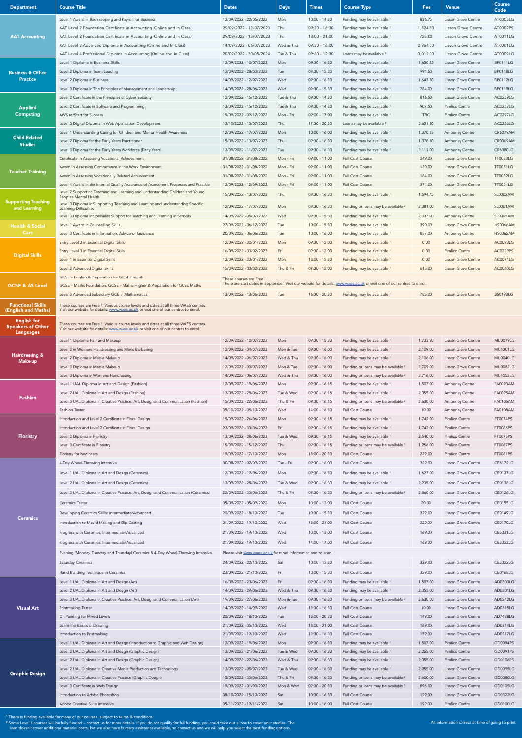| Department | Course Title | Dates | Days | Times | Course Type | Fee | Venue | Course Code |
|---|---|---|---|---|---|---|---|---|
| AAT Accounting | Level 1 Award in Bookkeeping and Payroll for Business | 12/09/2022 - 22/05/2023 | Mon | 10:00 - 14:30 | Funding may be available [1] | 836.75 | Lisson Grove Centre | AT0005LG |
| | AAT Level 2 Foundation Certificate in Accounting (Online and In Class) | 29/09/2022 - 13/07/2023 | Thu | 09:30 - 16:30 | Funding may be available [1] | 1,824.50 | Lisson Grove Centre | AT0002PS |
| | AAT Level 2 Foundation Certificate in Accounting (Online and In Class) | 29/09/2022 - 13/07/2023 | Thu | 18:00 - 21:00 | Funding may be available [1] | 728.00 | Lisson Grove Centre | AT0011LG |
| | AAT Level 3 Advanced Diploma in Accounting (Online and In Class) | 14/09/2022 - 06/07/2023 | Wed & Thu | 09:30 - 16:00 | Funding may be available [1] | 2,964.00 | Lisson Grove Centre | AT0001LG |
| | AAT Level 4 Professional Diploma in Accounting (Online and In Class) | 20/09/2022 - 30/05/2024 | Tue & Thu | 09:30 - 12:30 | Loans may be available [2] | 3,012.00 | Lisson Grove Centre | AT0009LG |
| Business & Office Practice | Level 1 Diploma in Business Skills | 12/09/2022 - 10/07/2023 | Mon | 09:30 - 16:30 | Funding may be available [1] | 1,650.25 | Lisson Grove Centre | BP0111LG |
| | Level 2 Diploma in Team Leading | 13/09/2022 - 28/03/2023 | Tue | 09:30 - 15:30 | Funding may be available [1] | 994.50 | Lisson Grove Centre | BP0118LG |
| | Level 2 Diploma in Business | 14/09/2022 - 12/07/2023 | Wed | 09:30 - 16:30 | Funding may be available [1] | 1,643.50 | Lisson Grove Centre | BP0112LG |
| | Level 3 Diploma in The Principles of Management and Leadership | 14/09/2022 - 28/06/2023 | Wed | 09:30 - 15:30 | Funding may be available [1] | 784.00 | Lisson Grove Centre | BP0119LG |
| Applied Computing | Level 2 Certificate in the Principles of Cyber Security | 12/09/2022 - 15/12/2022 | Tue & Thu | 09:30 - 14:30 | Funding may be available [1] | 816.50 | Lisson Grove Centre | AC0259LG |
| | Level 2 Certificate in Software and Programming | 13/09/2022 - 15/12/2022 | Tue & Thu | 09:30 - 14:30 | Funding may be available [1] | 907.50 | Pimlico Centre | AC0257LG |
| | AWS re/Start for Success | 19/09/2022 - 09/12/2022 | Mon - Fri | 09:00 - 17:00 | Funding may be available [1] | TBC | Pimlico Centre | AC0297LG |
| | Level 5 Digital Diploma in Web Application Development | 13/10/2022 - 13/07/2023 | Thu | 17:30 - 20:30 | Loans may be available [2] | 5,651.50 | Lisson Grove Centre | AC0256LG |
| Child-Related Studies | Level 1 Understanding Caring for Children and Mental Health Awareness | 12/09/2022 - 17/07/2023 | Mon | 10:00 - 16:00 | Funding may be available [1] | 1,370.25 | Amberley Centre | CR6079AM |
| | Level 2 Diploma for the Early Years Practitioner | 15/09/2022 - 13/07/2023 | Thu | 09:30 - 16:30 | Funding may be available [1] | 1,378.50 | Amberley Centre | CR0069AM |
| | Level 3 Diploma for the Early Years Workforce (Early Years) | 13/09/2022 - 11/07/2023 | Tue | 09:30 - 16:30 | Funding may be available [1] | 3,111.00 | Amberley Centre | CR6080LG |
| Teacher Training | Certificate in Assessing Vocational Achievement | 31/08/2022 - 31/08/2022 | Mon - Fri | 09:00 - 11:00 | Full Cost Course | 249.00 | Lisson Grove Centre | TT0053LG |
| | Award in Assessing Competence in the Work Environment | 31/08/2022 - 31/08/2022 | Mon - Fri | 09:00 - 11:00 | Full Cost Course | 130.00 | Lisson Grove Centre | TT0051LG |
| | Award in Assessing Vocationally Related Achievement | 31/08/2022 - 31/08/2022 | Mon - Fri | 09:00 - 11:00 | Full Cost Course | 184.00 | Lisson Grove Centre | TT0052LG |
| | Level 4 Award in the Internal Quality Assurance of Assessment Processes and Practice | 12/09/2022 - 12/09/2022 | Mon - Fri | 09:00 - 11:00 | Full Cost Course | 374.00 | Lisson Grove Centre | TT0054LG |
| Supporting Teaching and Learning | Level 2 Supporting Teaching and Learning and Understanding Children and Young Peoples Mental Health | 15/09/2022 - 13/07/2023 | Thu | 09:30 - 16:30 | Funding may be available [1] | 1,594.75 | Amberley Centre | SL0002AM |
| | Level 3 Diploma in Supporting Teaching and Learning and understanding Specific Learning Difficulties | 12/09/2022 - 17/07/2023 | Mon | 09:30 - 16:30 | Funding or loans may be available [2] | 2,381.00 | Amberley Centre | SL0001AM |
| | Level 3 Diploma in Specialist Support for Teaching and Learning in Schools | 14/09/2022 - 05/07/2023 | Wed | 09:30 - 15:30 | Funding may be available [1] | 2,337.00 | Amberley Centre | SL0005AM |
| Health & Social Care | Level 1 Award in Counselling Skills | 27/09/2022 - 06/12/2022 | Tue | 10:00 - 15:30 | Funding may be available [1] | 390.00 | Lisson Grove Centre | HS0066AM |
| | Level 3 Certificate in Information, Advice or Guidance | 20/09/2022 - 06/06/2023 | Tue | 10:00 - 16:00 | Funding may be available [1] | 857.00 | Amberley Centre | HS0062AM |
| Digital Skills | Entry Level 3 in Essential Digital Skills | 12/09/2022 - 30/01/2023 | Mon | 09:30 - 12:00 | Funding may be available [1] | 0.00 | Lisson Grove Centre | AC0093LG |
| | Entry Level 3 in Essential Digital Skills | 16/09/2022 - 03/02/2023 | Fri | 09:30 - 12:00 | Funding may be available [1] | 0.00 | Pimlico Centre | AC0239PS |
| | Level 1 in Essential Digital Skills | 12/09/2022 - 30/01/2023 | Mon | 13:00 - 15:30 | Funding may be available [1] | 0.00 | Lisson Grove Centre | AC0071LG |
| | Level 2 Advanced Digital Skills | 15/09/2022 - 03/02/2023 | Thu & Fri | 09:30 - 12:00 | Funding may be available [1] | 615.00 | Lisson Grove Centre | AC0060LG |
| GCSE & AS Level | GCSE – English & Preparation for GCSE English | These courses are Free [1]. There are start dates in September. Visit our website for details: www.waes.ac.uk or visit one of our centres to enrol. | | | | | | |
| | GCSE – Maths Foundation, GCSE – Maths Higher & Preparation for GCSE Maths | | | | | | | |
| | Level 3 Advanced Subsidiary GCE in Mathematics | 13/09/2022 - 13/06/2023 | Tue | 16:30 - 20:30 | Funding may be available [1] | 785.00 | Lisson Grove Centre | BS0193LG |
| Functional Skills (English and Maths) | These courses are Free [1]. Various course levels and dates at all three WAES centres. Visit our website for details: www.waes.ac.uk or visit one of our centres to enrol. | | | | | | | |
| English for Speakers of Other Languages | These courses are Free [1]. Various course levels and dates at all three WAES centres. Visit our website for details: www.waes.ac.uk or visit one of our centres to enrol. | | | | | | | |
| Hairdressing & Make-up | Level 1 Diploma Hair and Makeup | 12/09/2022 - 10/07/2023 | Mon | 09:30 - 15:30 | Funding may be available [1] | 1,733.50 | Lisson Grove Centre | MU0079LG |
| | Level 2 in Womens Hairdressing and Mens Barbering | 12/09/2022 - 04/07/2023 | Mon & Tue | 09:30 - 16:00 | Funding may be available [1] | 2,109.00 | Lisson Grove Centre | MU4301LG |
| | Level 2 Diploma in Media Makeup | 14/09/2022 - 06/07/2023 | Wed & Thu | 09:30 - 16:00 | Funding may be available [1] | 2,106.00 | Lisson Grove Centre | MU0040LG |
| | Level 3 Diploma in Media Makeup | 12/09/2022 - 03/07/2023 | Mon & Tue | 09:30 - 16:00 | Funding or loans may be available [2] | 3,709.00 | Lisson Grove Centre | MU0082LG |
| | Level 3 Diploma in Womens Hairdressing | 14/09/2022 - 06/07/2023 | Wed & Thu | 09:30 - 16:00 | Funding or loans may be available [2] | 3,716.00 | Lisson Grove Centre | MU4052LG |
| Fashion | Level 1 UAL Diploma in Art and Design (Fashion) | 12/09/2022 - 19/06/2023 | Mon | 09:30 - 16:15 | Funding may be available [1] | 1,507.00 | Amberley Centre | FA0093AM |
| | Level 2 UAL Diploma in Art and Design (Fashion) | 13/09/2022 - 28/06/2023 | Tue & Wed | 09:30 - 16:15 | Funding may be available [1] | 2,055.00 | Amberley Centre | FA0095AM |
| | Level 3 UAL Diploma in Creative Practice: Art, Design and Communication (Fashion) | 15/09/2022 - 22/06/2023 | Thu & Fri | 09:30 - 16:15 | Funding or loans may be available [2] | 3,630.00 | Amberley Centre | FA0106AM |
| | Fashion Taster | 05/10/2022 - 05/10/2022 | Wed | 14:00 - 16:30 | Full Cost Course | 10.00 | Amberley Centre | FA0108AM |
| Floristry | Introduction and Level 2 Certificate in Floral Design | 19/09/2022 - 26/06/2023 | Mon | 09:30 - 16:15 | Funding may be available [1] | 1,742.00 | Pimlico Centre | FT0074PS |
| | Introduction and Level 2 Certificate in Floral Design | 23/09/2022 - 30/06/2023 | Fri | 09:30 - 16:15 | Funding may be available [1] | 1,742.00 | Pimlico Centre | FT0086PS |
| | Level 2 Diploma in Floristry | 13/09/2022 - 28/06/2023 | Tue & Wed | 09:30 - 16:15 | Funding may be available [1] | 2,540.00 | Pimlico Centre | FT0075PS |
| | Level 3 Certificate in Floristry | 15/09/2022 - 15/12/2022 | Thu | 09:30 - 16:15 | Funding or loans may be available [2] | 1,256.00 | Pimlico Centre | FT0087PS |
| | Floristry for beginners | 19/09/2022 - 17/10/2022 | Mon | 18:00 - 20:30 | Full Cost Course | 229.00 | Pimlico Centre | FT0081PS |
| Ceramics | 4-Day Wheel-Throwing Intensive | 30/08/2022 - 02/09/2022 | Tue - Fri | 09:30 - 16:00 | Full Cost Course | 329.00 | Lisson Grove Centre | CE6172LG |
| | Level 1 UAL Diploma in Art and Design (Ceramics) | 12/09/2022 - 19/06/2023 | Mon | 09:30 - 16:30 | Funding may be available [1] | 1,627.00 | Lisson Grove Centre | CE0137LG |
| | Level 2 UAL Diploma in Art and Design (Ceramics) | 13/09/2022 - 28/06/2023 | Tue & Wed | 09:30 - 16:30 | Funding may be available [1] | 2,235.00 | Lisson Grove Centre | CE0138LG |
| | Level 3 UAL Diploma in Creative Practice: Art, Design and Communication (Ceramics) | 22/09/2022 - 30/06/2023 | Thu & Fri | 09:30 - 16:30 | Funding or loans may be available [2] | 3,860.00 | Lisson Grove Centre | CE0126LG |
| | Ceramics Taster | 05/09/2022 - 05/09/2022 | Mon | 10:00 - 13:00 | Full Cost Course | 20.00 | Lisson Grove Centre | CE0155LG |
| | Developing Ceramics Skills: Intermediate/Advanced | 20/09/2022 - 18/10/2022 | Tue | 10:30 - 15:30 | Full Cost Course | 329.00 | Lisson Grove Centre | CE0149LG |
| | Introduction to Mould Making and Slip Casting | 21/09/2022 - 19/10/2022 | Wed | 18:00 - 21:00 | Full Cost Course | 229.00 | Lisson Grove Centre | CE0170LG |
| | Progress with Ceramics: Intermediate/Advanced | 21/09/2022 - 19/10/2022 | Wed | 10:00 - 13:00 | Full Cost Course | 169.00 | Lisson Grove Centre | CE5031LG |
| | Progress with Ceramics: Intermediate/Advanced | 21/09/2022 - 19/10/2022 | Wed | 14:00 - 17:00 | Full Cost Course | 169.00 | Lisson Grove Centre | CE5023LG |
| | Evening (Monday, Tuesday and Thursday) Ceramics & 4-Day Wheel-Throwing Intensive | Please visit www.waes.ac.uk for more information and to enrol | | | | | | |
| | Saturday Ceramics | 24/09/2022 - 22/10/2022 | Sat | 10:00 - 15:30 | Full Cost Course | 329.00 | Lisson Grove Centre | CE5022LG |
| | Hand Building Technique in Ceramics | 23/09/2022 - 21/10/2022 | Fri | 10:00 - 15:30 | Full Cost Course | 329.00 | Lisson Grove Centre | CE0168LG |
| Visual Art | Level 1 UAL Diploma in Art and Design (Art) | 16/09/2022 - 23/06/2023 | Fri | 09:30 - 16:30 | Funding may be available [1] | 1,507.00 | Lisson Grove Centre | AD0300LG |
| | Level 2 UAL Diploma in Art and Design (Art) | 14/09/2022 - 29/06/2023 | Wed & Thu | 09:30 - 16:30 | Funding may be available [1] | 2,055.00 | Lisson Grove Centre | AD0301LG |
| | Level 3 UAL Diploma in Creative Practice: Art, Design and Communication (Art) | 19/09/2022 - 27/06/2023 | Mon & Tue | 09:30 - 16:30 | Funding or loans may be available [2] | 3,630.00 | Lisson Grove Centre | AD0242LG |
| | Printmaking Taster | 14/09/2022 - 14/09/2022 | Wed | 13:30 - 16:30 | Full Cost Course | 10.00 | Lisson Grove Centre | AD0315LG |
| | Oil Painting for Mixed Levels | 20/09/2022 - 18/10/2022 | Tue | 18:00 - 20:30 | Full Cost Course | 149.00 | Lisson Grove Centre | AD7488LG |
| | Learn the Basics of Drawing | 21/09/2022 - 05/10/2022 | Wed | 18:00 - 21:00 | Full Cost Course | 169.00 | Lisson Grove Centre | AD0314LG |
| | Introduction to Printmaking | 21/09/2022 - 19/10/2022 | Wed | 13:30 - 16:30 | Full Cost Course | 159.00 | Lisson Grove Centre | AD0317LG |
| Graphic Design | Level 1 UAL Diploma in Art and Design (Introduction to Graphic and Web Design) | 12/09/2022 - 19/06/2023 | Mon | 09:30 - 16:30 | Funding may be available [1] | 1,507.00 | Pimlico Centre | GD0094PS |
| | Level 2 UAL Diploma in Art and Design (Graphic Design) | 13/09/2022 - 21/06/2023 | Tue & Wed | 09:30 - 16:30 | Funding may be available [1] | 2,055.00 | Pimlico Centre | GD0091PS |
| | Level 2 UAL Diploma in Art and Design (Graphic Design) | 14/09/2022 - 22/06/2023 | Wed & Thu | 09:30 - 16:30 | Funding may be available [1] | 2,055.00 | Pimlico Centre | GD0106PS |
| | Level 2 UAL Diploma in Creative Media Production and Technology | 13/09/2022 - 05/07/2023 | Tue & Wed | 09:30 - 16:30 | Funding may be available [1] | 2,055.00 | Lisson Grove Centre | GD0095LG |
| | Level 3 UAL Diploma in Creative Practice (Graphic Design) | 15/09/2022 - 30/06/2023 | Thu & Fri | 09:30 - 16:30 | Funding or loans may be available [2] | 3,600.00 | Lisson Grove Centre | GD0080LG |
| | Level 3 Certificate in Web Design | 19/09/2022 - 01/03/2023 | Mon & Wed | 09:30 - 20:30 | Funding or loans may be available [2] | 896.00 | Lisson Grove Centre | GD0105LG |
| | Introduction to Adobe Photoshop | 08/10/2022 - 15/10/2022 | Sat | 10:30 - 16:30 | Full Cost Course | 129.00 | Lisson Grove Centre | GD0322LG |
| | Adobe Creative Suite intensive | 05/11/2022 - 19/11/2022 | Sat | 10:00 - 16:00 | Full Cost Course | 199.00 | Pimlico Centre | GD0100LG |

[1] There is funding available for many of our courses, subject to terms & conditions.

[2] Some Level 3 courses will be fully funded – contact us for more details. If you do not qualify for full funding, you could take out a loan to cover your studies. The loan doesn't cover additional material costs, but we also have bursary assistance available, so contact us and we will help you select the best funding options.

All information correct at time of going to print